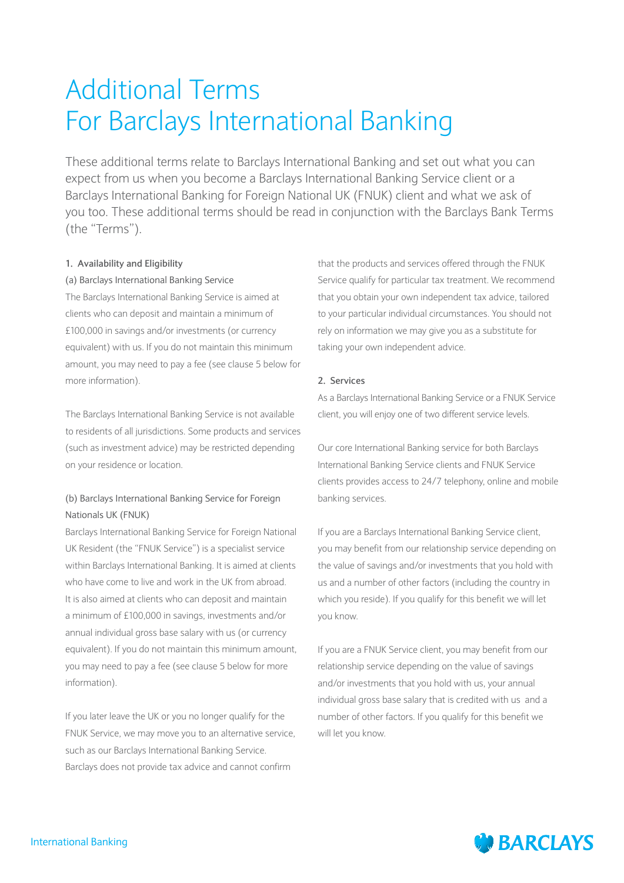# Additional Terms For Barclays International Banking

These additional terms relate to Barclays International Banking and set out what you can expect from us when you become a Barclays International Banking Service client or a Barclays International Banking for Foreign National UK (FNUK) client and what we ask of you too. These additional terms should be read in conjunction with the Barclays Bank Terms (the "Terms").

## 1. Availability and Eligibility

### (a) Barclays International Banking Service

The Barclays International Banking Service is aimed at clients who can deposit and maintain a minimum of £100,000 in savings and/or investments (or currency equivalent) with us. If you do not maintain this minimum amount, you may need to pay a fee (see clause 5 below for more information).

The Barclays International Banking Service is not available to residents of all jurisdictions. Some products and services (such as investment advice) may be restricted depending on your residence or location.

### (b) Barclays International Banking Service for Foreign Nationals UK (FNUK)

Barclays International Banking Service for Foreign National UK Resident (the "FNUK Service") is a specialist service within Barclays International Banking. It is aimed at clients who have come to live and work in the UK from abroad. It is also aimed at clients who can deposit and maintain a minimum of £100,000 in savings, investments and/or annual individual gross base salary with us (or currency equivalent). If you do not maintain this minimum amount, you may need to pay a fee (see clause 5 below for more information).

If you later leave the UK or you no longer qualify for the FNUK Service, we may move you to an alternative service, such as our Barclays International Banking Service. Barclays does not provide tax advice and cannot confirm that the products and services offered through the FNUK Service qualify for particular tax treatment. We recommend that you obtain your own independent tax advice, tailored to your particular individual circumstances. You should not rely on information we may give you as a substitute for taking your own independent advice.

## 2. Services

As a Barclays International Banking Service or a FNUK Service client, you will enjoy one of two different service levels.

Our core International Banking service for both Barclays International Banking Service clients and FNUK Service clients provides access to 24/7 telephony, online and mobile banking services.

If you are a Barclays International Banking Service client, you may benefit from our relationship service depending on the value of savings and/or investments that you hold with us and a number of other factors (including the country in which you reside). If you qualify for this benefit we will let you know.

If you are a FNUK Service client, you may benefit from our relationship service depending on the value of savings and/or investments that you hold with us, your annual individual gross base salary that is credited with us and a number of other factors. If you qualify for this benefit we will let you know.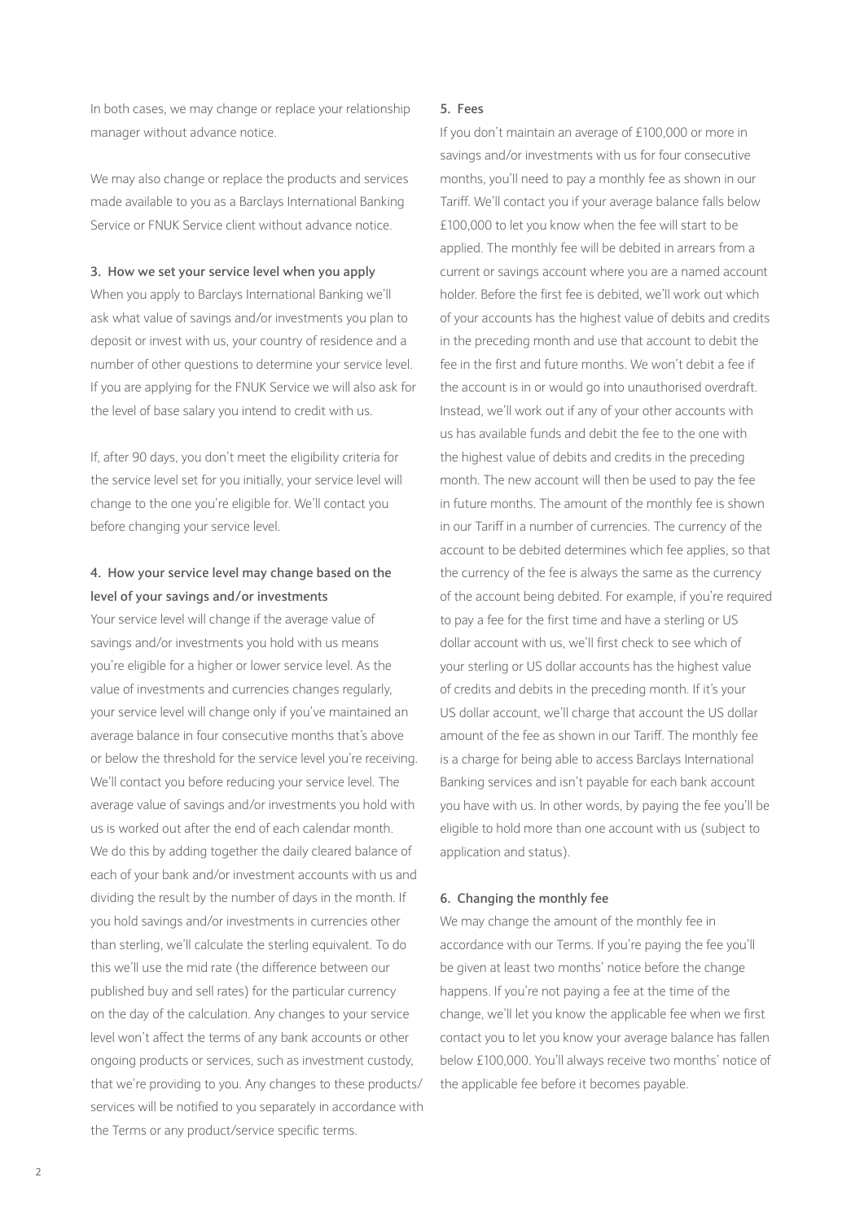In both cases, we may change or replace your relationship manager without advance notice.

We may also change or replace the products and services made available to you as a Barclays International Banking Service or FNUK Service client without advance notice.

### 3. How we set your service level when you apply

When you apply to Barclays International Banking we'll ask what value of savings and/or investments you plan to deposit or invest with us, your country of residence and a number of other questions to determine your service level. If you are applying for the FNUK Service we will also ask for the level of base salary you intend to credit with us.

If, after 90 days, you don't meet the eligibility criteria for the service level set for you initially, your service level will change to the one you're eligible for. We'll contact you before changing your service level.

### 4. How your service level may change based on the level of your savings and/or investments

Your service level will change if the average value of savings and/or investments you hold with us means you're eligible for a higher or lower service level. As the value of investments and currencies changes regularly, your service level will change only if you've maintained an average balance in four consecutive months that's above or below the threshold for the service level you're receiving. We'll contact you before reducing your service level. The average value of savings and/or investments you hold with us is worked out after the end of each calendar month. We do this by adding together the daily cleared balance of each of your bank and/or investment accounts with us and dividing the result by the number of days in the month. If you hold savings and/or investments in currencies other than sterling, we'll calculate the sterling equivalent. To do this we'll use the mid rate (the difference between our published buy and sell rates) for the particular currency on the day of the calculation. Any changes to your service level won't affect the terms of any bank accounts or other ongoing products or services, such as investment custody, that we're providing to you. Any changes to these products/services will be notified to you separately in accordance with the Terms or any product/service specific terms.

### 5. Fees

If you don't maintain an average of £100,000 or more in savings and/or investments with us for four consecutive months, you'll need to pay a monthly fee as shown in our Tariff. We'll contact you if your average balance falls below £100,000 to let you know when the fee will start to be applied. The monthly fee will be debited in arrears from a current or savings account where you are a named account holder. Before the first fee is debited, we'll work out which of your accounts has the highest value of debits and credits in the preceding month and use that account to debit the fee in the first and future months. We won't debit a fee if the account is in or would go into unauthorised overdraft. Instead, we'll work out if any of your other accounts with us has available funds and debit the fee to the one with the highest value of debits and credits in the preceding month. The new account will then be used to pay the fee in future months. The amount of the monthly fee is shown in our Tariff in a number of currencies. The currency of the account to be debited determines which fee applies, so that the currency of the fee is always the same as the currency of the account being debited. For example, if you're required to pay a fee for the first time and have a sterling or US dollar account with us, we'll first check to see which of your sterling or US dollar accounts has the highest value of credits and debits in the preceding month. If it's your US dollar account, we'll charge that account the US dollar amount of the fee as shown in our Tariff. The monthly fee is a charge for being able to access Barclays International Banking services and isn't payable for each bank account you have with us. In other words, by paying the fee you'll be eligible to hold more than one account with us (subject to application and status).

### 6. Changing the monthly fee

We may change the amount of the monthly fee in accordance with our Terms. If you're paying the fee you'll be given at least two months' notice before the change happens. If you're not paying a fee at the time of the change, we'll let you know the applicable fee when we first contact you to let you know your average balance has fallen below £100,000. You'll always receive two months' notice of the applicable fee before it becomes payable.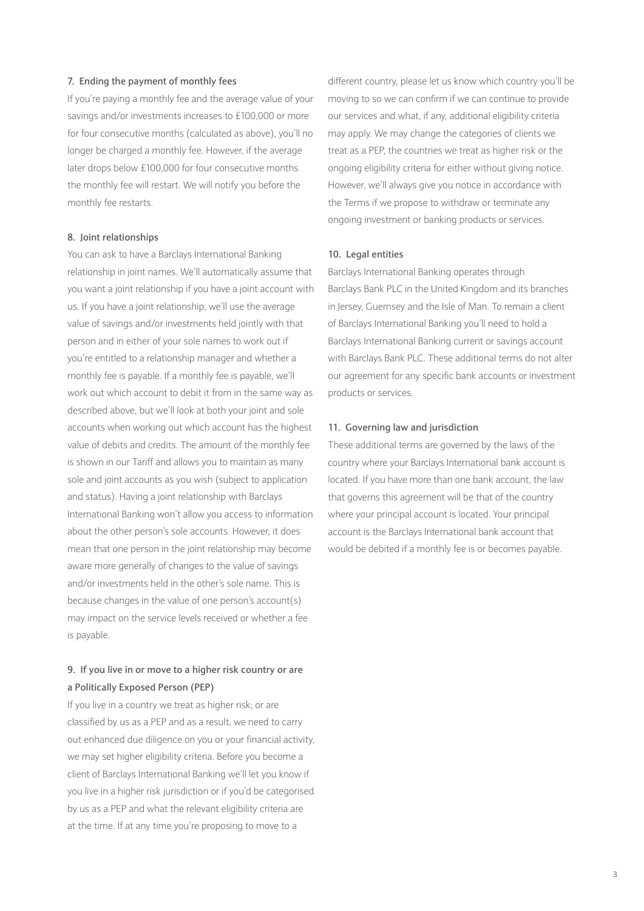### 7. Ending the payment of monthly fees

If you're paying a monthly fee and the average value of your savings and/or investments increases to £100,000 or more for four consecutive months (calculated as above), you'll no longer be charged a monthly fee. However, if the average later drops below £100,000 for four consecutive months the monthly fee will restart. We will notify you before the monthly fee restarts.

### 8. Joint relationships

You can ask to have a Barclays International Banking relationship in joint names. We'll automatically assume that you want a joint relationship if you have a joint account with us. If you have a joint relationship, we'll use the average value of savings and/or investments held jointly with that person and in either of your sole names to work out if you're entitled to a relationship manager and whether a monthly fee is payable. If a monthly fee is payable, we'll work out which account to debit it from in the same way as described above, but we'll look at both your joint and sole accounts when working out which account has the highest value of debits and credits. The amount of the monthly fee is shown in our Tariff and allows you to maintain as many sole and joint accounts as you wish (subject to application and status). Having a joint relationship with Barclays International Banking won't allow you access to information about the other person's sole accounts. However, it does mean that one person in the joint relationship may become aware more generally of changes to the value of savings and/or investments held in the other's sole name. This is because changes in the value of one person's account(s) may impact on the service levels received or whether a fee is payable.

### 9. If you live in or move to a higher risk country or are a Politically Exposed Person (PEP)

If you live in a country we treat as higher risk; or are classified by us as a PEP and as a result, we need to carry out enhanced due diligence on you or your financial activity, we may set higher eligibility criteria. Before you become a client of Barclays International Banking we'll let you know if you live in a higher risk jurisdiction or if you'd be categorised by us as a PEP and what the relevant eligibility criteria are at the time. If at any time you're proposing to move to a different country, please let us know which country you'll be moving to so we can confirm if we can continue to provide our services and what, if any, additional eligibility criteria may apply. We may change the categories of clients we treat as a PEP, the countries we treat as higher risk or the ongoing eligibility criteria for either without giving notice. However, we'll always give you notice in accordance with the Terms if we propose to withdraw or terminate any ongoing investment or banking products or services.

### 10. Legal entities

Barclays International Banking operates through Barclays Bank PLC in the United Kingdom and its branches in Jersey, Guernsey and the Isle of Man. To remain a client of Barclays International Banking you'll need to hold a Barclays International Banking current or savings account with Barclays Bank PLC. These additional terms do not alter our agreement for any specific bank accounts or investment products or services.

### 11. Governing law and jurisdiction

These additional terms are governed by the laws of the country where your Barclays International bank account is located. If you have more than one bank account, the law that governs this agreement will be that of the country where your principal account is located. Your principal account is the Barclays International bank account that would be debited if a monthly fee is or becomes payable.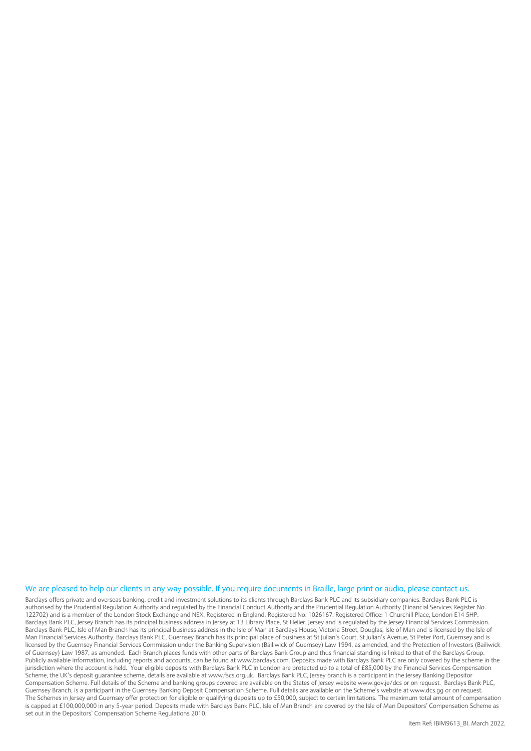We are pleased to help our clients in any way possible. If you require documents in Braille, large print or audio, please contact us.

Barclays offers private and overseas banking, credit and investment solutions to its clients through Barclays Bank PLC and its subsidiary companies. Barclays Bank PLC is authorised by the Prudential Regulation Authority and regulated by the Financial Conduct Authority and the Prudential Regulation Authority (Financial Services Register No. 122702) and is a member of the London Stock Exchange and NEX. Registered in England. Registered No. 1026167. Registered Office: 1 Churchill Place, London E14 5HP. Barclays Bank PLC, Jersey Branch has its principal business address in Jersey at 13 Library Place, St Helier, Jersey and is regulated by the Jersey Financial Services Commission. Barclays Bank PLC, Isle of Man Branch has its principal business address in the Isle of Man at Barclays House, Victoria Street, Douglas, Isle of Man and is licensed by the Isle of Man Financial Services Authority. Barclays Bank PLC, Guernsey Branch has its principal place of business at St Julian's Court, St Julian's Avenue, St Peter Port, Guernsey and is licensed by the Guernsey Financial Services Commission under the Banking Supervision (Bailiwick of Guernsey) Law 1994, as amended, and the Protection of Investors (Bailiwick of Guernsey) Law 1987, as amended. Each Branch places funds with other parts of Barclays Bank Group and thus financial standing is linked to that of the Barclays Group. Publicly available information, including reports and accounts, can be found at www.barclays.com. Deposits made with Barclays Bank PLC are only covered by the scheme in the jurisdiction where the account is held. Your eligible deposits with Barclays Bank PLC in London are protected up to a total of £85,000 by the Financial Services Compensation Scheme, the UK's deposit guarantee scheme, details are available at www.fscs.org.uk. Barclays Bank PLC, Jersey branch is a participant in the Jersey Banking Depositor Compensation Scheme. Full details of the Scheme and banking groups covered are available on the States of Jersey website www.gov.je/dcs or on request. Barclays Bank PLC, Guernsey Branch, is a participant in the Guernsey Banking Deposit Compensation Scheme. Full details are available on the Scheme's website at www.dcs.gg or on request. The Schemes in Jersey and Guernsey offer protection for eligible or qualifying deposits up to £50,000, subject to certain limitations. The maximum total amount of compensation is capped at £100,000,000 in any 5-year period. Deposits made with Barclays Bank PLC, Isle of Man Branch are covered by the Isle of Man Depositors' Compensation Scheme as set out in the Depositors' Compensation Scheme Regulations 2010.

Item Ref: IBIM9613_BI. March 2022.